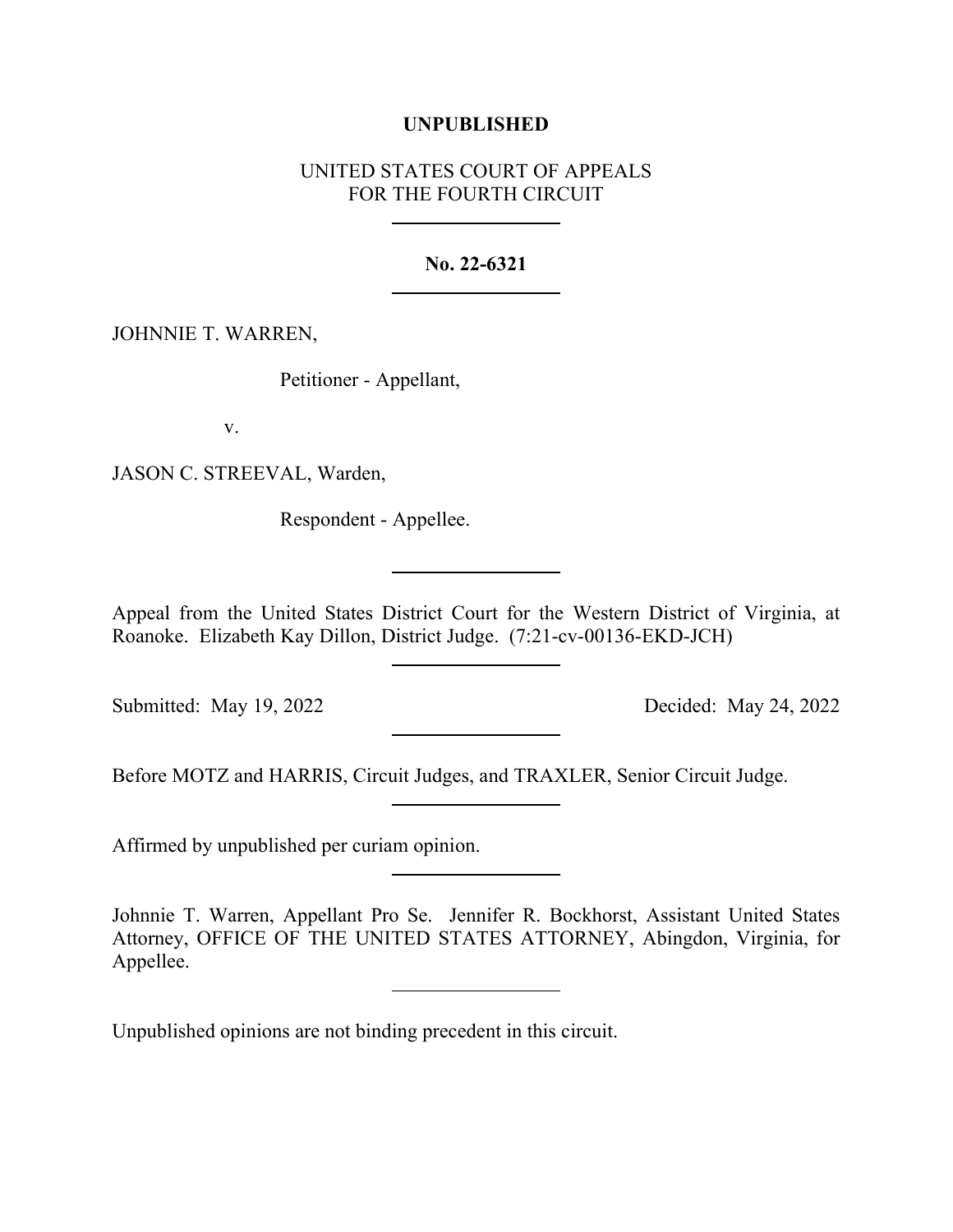**UNPUBLISHED**

UNITED STATES COURT OF APPEALS
FOR THE FOURTH CIRCUIT

---

**No. 22-6321**

---

JOHNNIE T. WARREN,

Petitioner - Appellant,

v.

JASON C. STREEVAL, Warden,

Respondent - Appellee.

---

Appeal from the United States District Court for the Western District of Virginia, at Roanoke. Elizabeth Kay Dillon, District Judge. (7:21-cv-00136-EKD-JCH)

---

Submitted: May 19, 2022 Decided: May 24, 2022

---

Before MOTZ and HARRIS, Circuit Judges, and TRAXLER, Senior Circuit Judge.

---

Affirmed by unpublished per curiam opinion.

---

Johnnie T. Warren, Appellant Pro Se. Jennifer R. Bockhorst, Assistant United States Attorney, OFFICE OF THE UNITED STATES ATTORNEY, Abingdon, Virginia, for Appellee.

---

Unpublished opinions are not binding precedent in this circuit.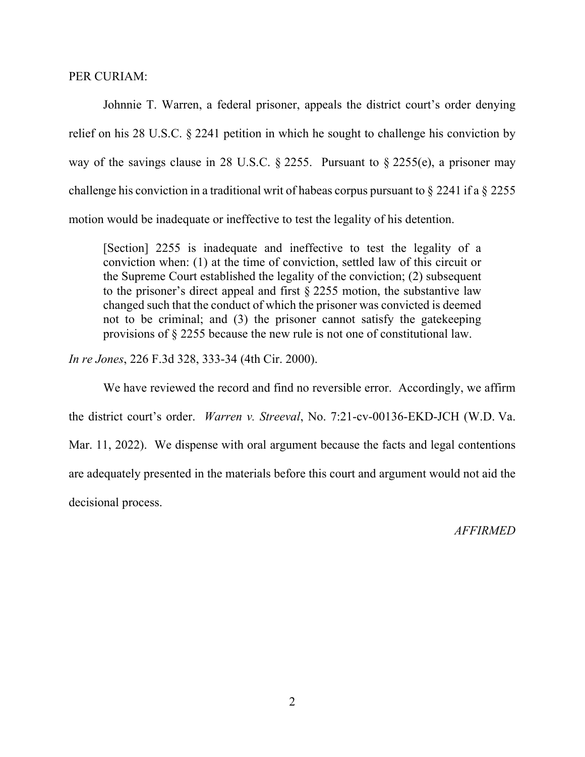PER CURIAM:

Johnnie T. Warren, a federal prisoner, appeals the district court's order denying relief on his 28 U.S.C. § 2241 petition in which he sought to challenge his conviction by way of the savings clause in 28 U.S.C. § 2255. Pursuant to § 2255(e), a prisoner may challenge his conviction in a traditional writ of habeas corpus pursuant to § 2241 if a § 2255 motion would be inadequate or ineffective to test the legality of his detention.

> [Section] 2255 is inadequate and ineffective to test the legality of a conviction when: (1) at the time of conviction, settled law of this circuit or the Supreme Court established the legality of the conviction; (2) subsequent to the prisoner's direct appeal and first § 2255 motion, the substantive law changed such that the conduct of which the prisoner was convicted is deemed not to be criminal; and (3) the prisoner cannot satisfy the gatekeeping provisions of § 2255 because the new rule is not one of constitutional law.

*In re Jones*, 226 F.3d 328, 333-34 (4th Cir. 2000).

We have reviewed the record and find no reversible error. Accordingly, we affirm the district court's order. *Warren v. Streeval*, No. 7:21-cv-00136-EKD-JCH (W.D. Va. Mar. 11, 2022). We dispense with oral argument because the facts and legal contentions are adequately presented in the materials before this court and argument would not aid the decisional process.

*AFFIRMED*